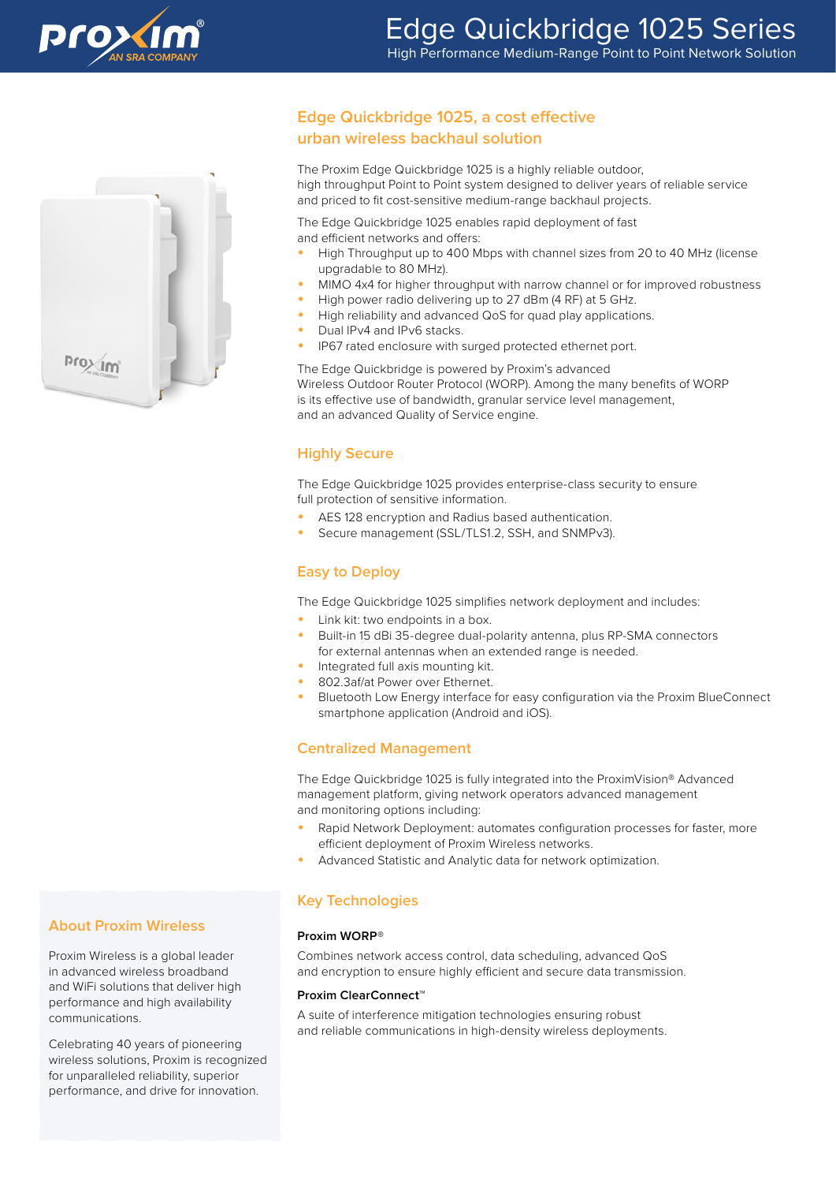# Edge Quickbridge 1025 Series

High Performance Medium-Range Point to Point Network Solution

## Edge Quickbridge 1025, a cost effective urban wireless backhaul solution

The Proxim Edge Quickbridge 1025 is a highly reliable outdoor, high throughput Point to Point system designed to deliver years of reliable service and priced to fit cost-sensitive medium-range backhaul projects.

The Edge Quickbridge 1025 enables rapid deployment of fast and efficient networks and offers:

- High Throughput up to 400 Mbps with channel sizes from 20 to 40 MHz (license upgradable to 80 MHz).
- MIMO 4x4 for higher throughput with narrow channel or for improved robustness
- High power radio delivering up to 27 dBm (4 RF) at 5 GHz.
- High reliability and advanced QoS for quad play applications.
- Dual IPv4 and IPv6 stacks.
- IP67 rated enclosure with surged protected ethernet port.

The Edge Quickbridge is powered by Proxim's advanced Wireless Outdoor Router Protocol (WORP). Among the many benefits of WORP is its effective use of bandwidth, granular service level management, and an advanced Quality of Service engine.

## Highly Secure

The Edge Quickbridge 1025 provides enterprise-class security to ensure full protection of sensitive information.

- AES 128 encryption and Radius based authentication.
- Secure management (SSL/TLS1.2, SSH, and SNMPv3).

## Easy to Deploy

The Edge Quickbridge 1025 simplifies network deployment and includes:

- Link kit: two endpoints in a box.
- Built-in 15 dBi 35-degree dual-polarity antenna, plus RP-SMA connectors for external antennas when an extended range is needed.
- Integrated full axis mounting kit.
- 802.3af/at Power over Ethernet.
- Bluetooth Low Energy interface for easy configuration via the Proxim BlueConnect smartphone application (Android and iOS).

## Centralized Management

The Edge Quickbridge 1025 is fully integrated into the ProximVision® Advanced management platform, giving network operators advanced management and monitoring options including:

- Rapid Network Deployment: automates configuration processes for faster, more efficient deployment of Proxim Wireless networks.
- Advanced Statistic and Analytic data for network optimization.

## Key Technologies

**Proxim WORP®**

Combines network access control, data scheduling, advanced QoS and encryption to ensure highly efficient and secure data transmission.

**Proxim ClearConnect™**

A suite of interference mitigation technologies ensuring robust and reliable communications in high-density wireless deployments.

## About Proxim Wireless

Proxim Wireless is a global leader in advanced wireless broadband and WiFi solutions that deliver high performance and high availability communications.

Celebrating 40 years of pioneering wireless solutions, Proxim is recognized for unparalleled reliability, superior performance, and drive for innovation.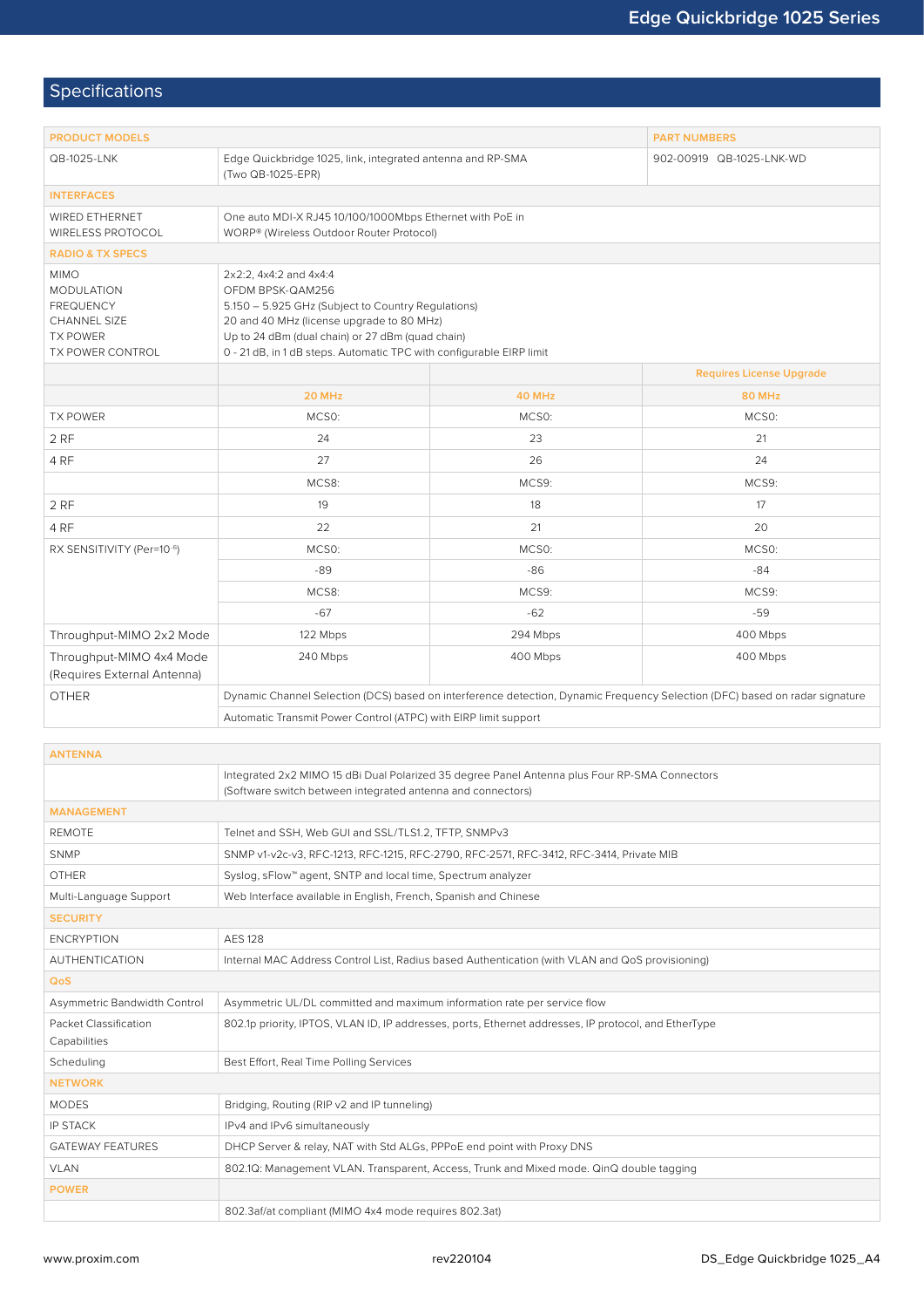## Specifications

| PRODUCT MODELS | | | PART NUMBERS |
|---|---|---|---|
| QB-1025-LNK | Edge Quickbridge 1025, link, integrated antenna and RP-SMA (Two QB-1025-EPR) | | 902-00919 QB-1025-LNK-WD |
| **INTERFACES** | | | |
| WIRED ETHERNET<br>WIRELESS PROTOCOL | One auto MDI-X RJ45 10/100/1000Mbps Ethernet with PoE in<br>WORP® (Wireless Outdoor Router Protocol) | | |
| **RADIO & TX SPECS** | | | |
| MIMO<br>MODULATION<br>FREQUENCY<br>CHANNEL SIZE<br>TX POWER<br>TX POWER CONTROL | 2x2:2, 4x4:2 and 4x4:4<br>OFDM BPSK-QAM256<br>5.150 – 5.925 GHz (Subject to Country Regulations)<br>20 and 40 MHz (license upgrade to 80 MHz)<br>Up to 24 dBm (dual chain) or 27 dBm (quad chain)<br>0 - 21 dB, in 1 dB steps. Automatic TPC with configurable EIRP limit | | |
| | | | Requires License Upgrade |
| | 20 MHz | 40 MHz | 80 MHz |
| TX POWER | MCS0: | MCS0: | MCS0: |
| 2 RF | 24 | 23 | 21 |
| 4 RF | 27 | 26 | 24 |
| | MCS8: | MCS9: | MCS9: |
| 2 RF | 19 | 18 | 17 |
| 4 RF | 22 | 21 | 20 |
| RX SENSITIVITY (Per=$10^{-6}$) | MCS0: | MCS0: | MCS0: |
| | -89 | -86 | -84 |
| | MCS8: | MCS9: | MCS9: |
| | -67 | -62 | -59 |
| Throughput-MIMO 2x2 Mode | 122 Mbps | 294 Mbps | 400 Mbps |
| Throughput-MIMO 4x4 Mode (Requires External Antenna) | 240 Mbps | 400 Mbps | 400 Mbps |
| OTHER | Dynamic Channel Selection (DCS) based on interference detection, Dynamic Frequency Selection (DFC) based on radar signature | | |
| | Automatic Transmit Power Control (ATPC) with EIRP limit support | | |

| ANTENNA | |
|---|---|
| | Integrated 2x2 MIMO 15 dBi Dual Polarized 35 degree Panel Antenna plus Four RP-SMA Connectors (Software switch between integrated antenna and connectors) |
| **MANAGEMENT** | |
| REMOTE | Telnet and SSH, Web GUI and SSL/TLS1.2, TFTP, SNMPv3 |
| SNMP | SNMP v1-v2c-v3, RFC-1213, RFC-1215, RFC-2790, RFC-2571, RFC-3412, RFC-3414, Private MIB |
| OTHER | Syslog, sFlow™ agent, SNTP and local time, Spectrum analyzer |
| Multi-Language Support | Web Interface available in English, French, Spanish and Chinese |
| **SECURITY** | |
| ENCRYPTION | AES 128 |
| AUTHENTICATION | Internal MAC Address Control List, Radius based Authentication (with VLAN and QoS provisioning) |
| **QoS** | |
| Asymmetric Bandwidth Control | Asymmetric UL/DL committed and maximum information rate per service flow |
| Packet Classification Capabilities | 802.1p priority, IPTOS, VLAN ID, IP addresses, ports, Ethernet addresses, IP protocol, and EtherType |
| Scheduling | Best Effort, Real Time Polling Services |
| **NETWORK** | |
| MODES | Bridging, Routing (RIP v2 and IP tunneling) |
| IP STACK | IPv4 and IPv6 simultaneously |
| GATEWAY FEATURES | DHCP Server & relay, NAT with Std ALGs, PPPoE end point with Proxy DNS |
| VLAN | 802.1Q: Management VLAN. Transparent, Access, Trunk and Mixed mode. QinQ double tagging |
| **POWER** | |
| | 802.3af/at compliant (MIMO 4x4 mode requires 802.3at) |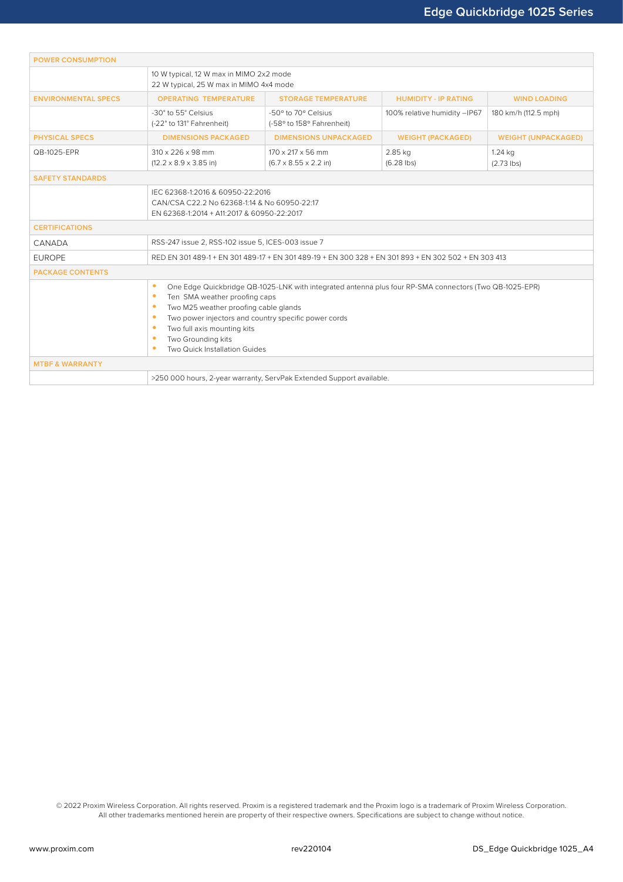| | | | | |
|---|---|---|---|---|
| **POWER CONSUMPTION** | | | | |
| | 10 W typical, 12 W max in MIMO 2x2 mode<br>22 W typical, 25 W max in MIMO 4x4 mode | | | |
| **ENVIRONMENTAL SPECS** | **OPERATING TEMPERATURE** | **STORAGE TEMPERATURE** | **HUMIDITY - IP RATING** | **WIND LOADING** |
| | -30° to 55° Celsius<br>(-22° to 131° Fahrenheit) | -50° to 70° Celsius<br>(-58° to 158° Fahrenheit) | 100% relative humidity –IP67 | 180 km/h (112.5 mph) |
| **PHYSICAL SPECS** | **DIMENSIONS PACKAGED** | **DIMENSIONS UNPACKAGED** | **WEIGHT (PACKAGED)** | **WEIGHT (UNPACKAGED)** |
| QB-1025-EPR | 310 x 226 x 98 mm<br>(12.2 x 8.9 x 3.85 in) | 170 x 217 x 56 mm<br>(6.7 x 8.55 x 2.2 in) | 2.85 kg<br>(6.28 lbs) | 1.24 kg<br>(2.73 lbs) |
| **SAFETY STANDARDS** | | | | |
| | IEC 62368-1:2016 & 60950-22:2016<br>CAN/CSA C22.2 No 62368-1:14 & No 60950-22:17<br>EN 62368-1:2014 + A11:2017 & 60950-22:2017 | | | |
| **CERTIFICATIONS** | | | | |
| CANADA | RSS-247 issue 2, RSS-102 issue 5, ICES-003 issue 7 | | | |
| EUROPE | RED EN 301 489-1 + EN 301 489-17 + EN 301 489-19 + EN 300 328 + EN 301 893 + EN 302 502 + EN 303 413 | | | |
| **PACKAGE CONTENTS** | | | | |
| | • One Edge Quickbridge QB-1025-LNK with integrated antenna plus four RP-SMA connectors (Two QB-1025-EPR)<br>• Ten SMA weather proofing caps<br>• Two M25 weather proofing cable glands<br>• Two power injectors and country specific power cords<br>• Two full axis mounting kits<br>• Two Grounding kits<br>• Two Quick Installation Guides | | | |
| **MTBF & WARRANTY** | | | | |
| | >250 000 hours, 2-year warranty, ServPak Extended Support available. | | | |

© 2022 Proxim Wireless Corporation. All rights reserved. Proxim is a registered trademark and the Proxim logo is a trademark of Proxim Wireless Corporation. All other trademarks mentioned herein are property of their respective owners. Specifications are subject to change without notice.

www.proxim.com rev220104 DS_Edge Quickbridge 1025_A4